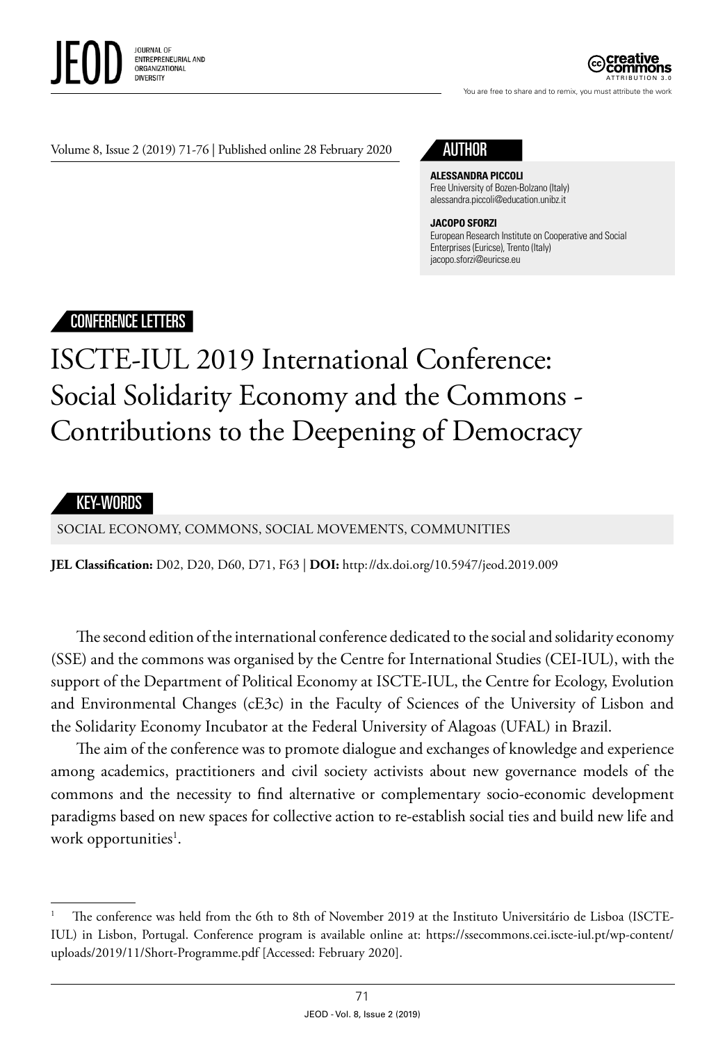Volume 8, Issue 2 (2019) 71-76 | Published online 28 February 2020

## AUTHOR

**ALESSANDRA PICCOLI**
Free University of Bozen-Bolzano (Italy)
alessandra.piccoli@education.unibz.it

**JACOPO SFORZI**
European Research Institute on Cooperative and Social Enterprises (Euricse), Trento (Italy)
jacopo.sforzi@euricse.eu

CONFERENCE LETTERS

# ISCTE-IUL 2019 International Conference: Social Solidarity Economy and the Commons - Contributions to the Deepening of Democracy

## KEY-WORDS

SOCIAL ECONOMY, COMMONS, SOCIAL MOVEMENTS, COMMUNITIES

**JEL Classification:** D02, D20, D60, D71, F63 | **DOI:** http://dx.doi.org/10.5947/jeod.2019.009

The second edition of the international conference dedicated to the social and solidarity economy (SSE) and the commons was organised by the Centre for International Studies (CEI-IUL), with the support of the Department of Political Economy at ISCTE-IUL, the Centre for Ecology, Evolution and Environmental Changes (cE3c) in the Faculty of Sciences of the University of Lisbon and the Solidarity Economy Incubator at the Federal University of Alagoas (UFAL) in Brazil.

The aim of the conference was to promote dialogue and exchanges of knowledge and experience among academics, practitioners and civil society activists about new governance models of the commons and the necessity to find alternative or complementary socio-economic development paradigms based on new spaces for collective action to re-establish social ties and build new life and work opportunities[1].

---

[1] The conference was held from the 6th to 8th of November 2019 at the Instituto Universitário de Lisboa (ISCTE-IUL) in Lisbon, Portugal. Conference program is available online at: https://ssecommons.cei.iscte-iul.pt/wp-content/uploads/2019/11/Short-Programme.pdf [Accessed: February 2020].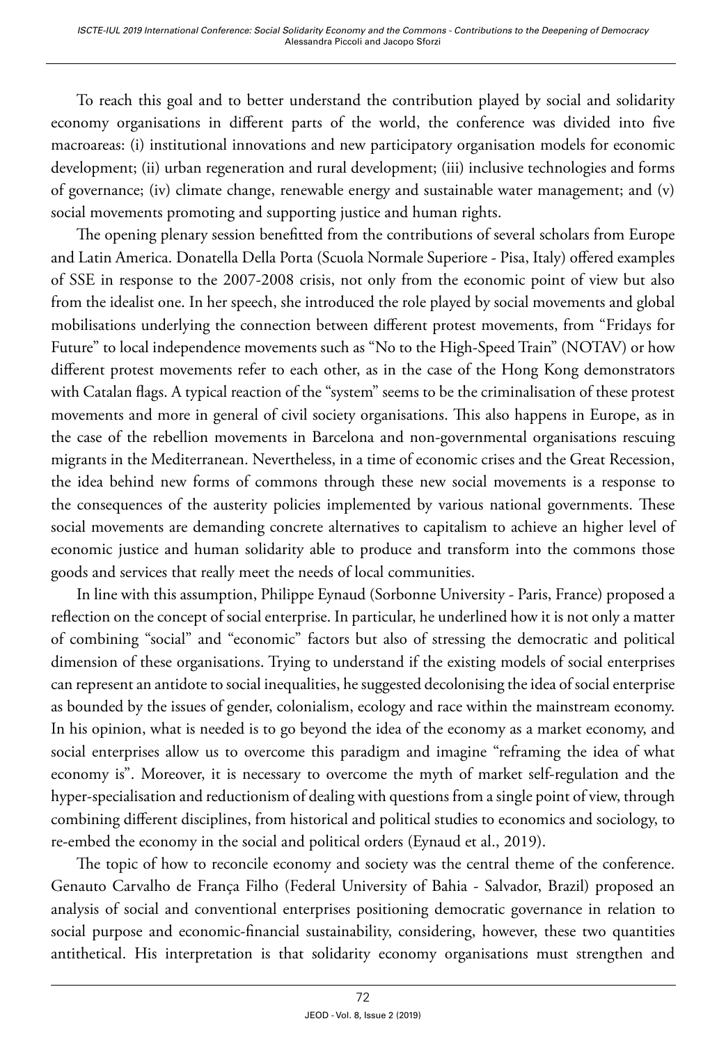To reach this goal and to better understand the contribution played by social and solidarity economy organisations in different parts of the world, the conference was divided into five macroareas: (i) institutional innovations and new participatory organisation models for economic development; (ii) urban regeneration and rural development; (iii) inclusive technologies and forms of governance; (iv) climate change, renewable energy and sustainable water management; and (v) social movements promoting and supporting justice and human rights.

The opening plenary session benefitted from the contributions of several scholars from Europe and Latin America. Donatella Della Porta (Scuola Normale Superiore - Pisa, Italy) offered examples of SSE in response to the 2007-2008 crisis, not only from the economic point of view but also from the idealist one. In her speech, she introduced the role played by social movements and global mobilisations underlying the connection between different protest movements, from "Fridays for Future" to local independence movements such as "No to the High-Speed Train" (NOTAV) or how different protest movements refer to each other, as in the case of the Hong Kong demonstrators with Catalan flags. A typical reaction of the "system" seems to be the criminalisation of these protest movements and more in general of civil society organisations. This also happens in Europe, as in the case of the rebellion movements in Barcelona and non-governmental organisations rescuing migrants in the Mediterranean. Nevertheless, in a time of economic crises and the Great Recession, the idea behind new forms of commons through these new social movements is a response to the consequences of the austerity policies implemented by various national governments. These social movements are demanding concrete alternatives to capitalism to achieve an higher level of economic justice and human solidarity able to produce and transform into the commons those goods and services that really meet the needs of local communities.

In line with this assumption, Philippe Eynaud (Sorbonne University - Paris, France) proposed a reflection on the concept of social enterprise. In particular, he underlined how it is not only a matter of combining "social" and "economic" factors but also of stressing the democratic and political dimension of these organisations. Trying to understand if the existing models of social enterprises can represent an antidote to social inequalities, he suggested decolonising the idea of social enterprise as bounded by the issues of gender, colonialism, ecology and race within the mainstream economy. In his opinion, what is needed is to go beyond the idea of the economy as a market economy, and social enterprises allow us to overcome this paradigm and imagine "reframing the idea of what economy is". Moreover, it is necessary to overcome the myth of market self-regulation and the hyper-specialisation and reductionism of dealing with questions from a single point of view, through combining different disciplines, from historical and political studies to economics and sociology, to re-embed the economy in the social and political orders (Eynaud et al., 2019).

The topic of how to reconcile economy and society was the central theme of the conference. Genauto Carvalho de França Filho (Federal University of Bahia - Salvador, Brazil) proposed an analysis of social and conventional enterprises positioning democratic governance in relation to social purpose and economic-financial sustainability, considering, however, these two quantities antithetical. His interpretation is that solidarity economy organisations must strengthen and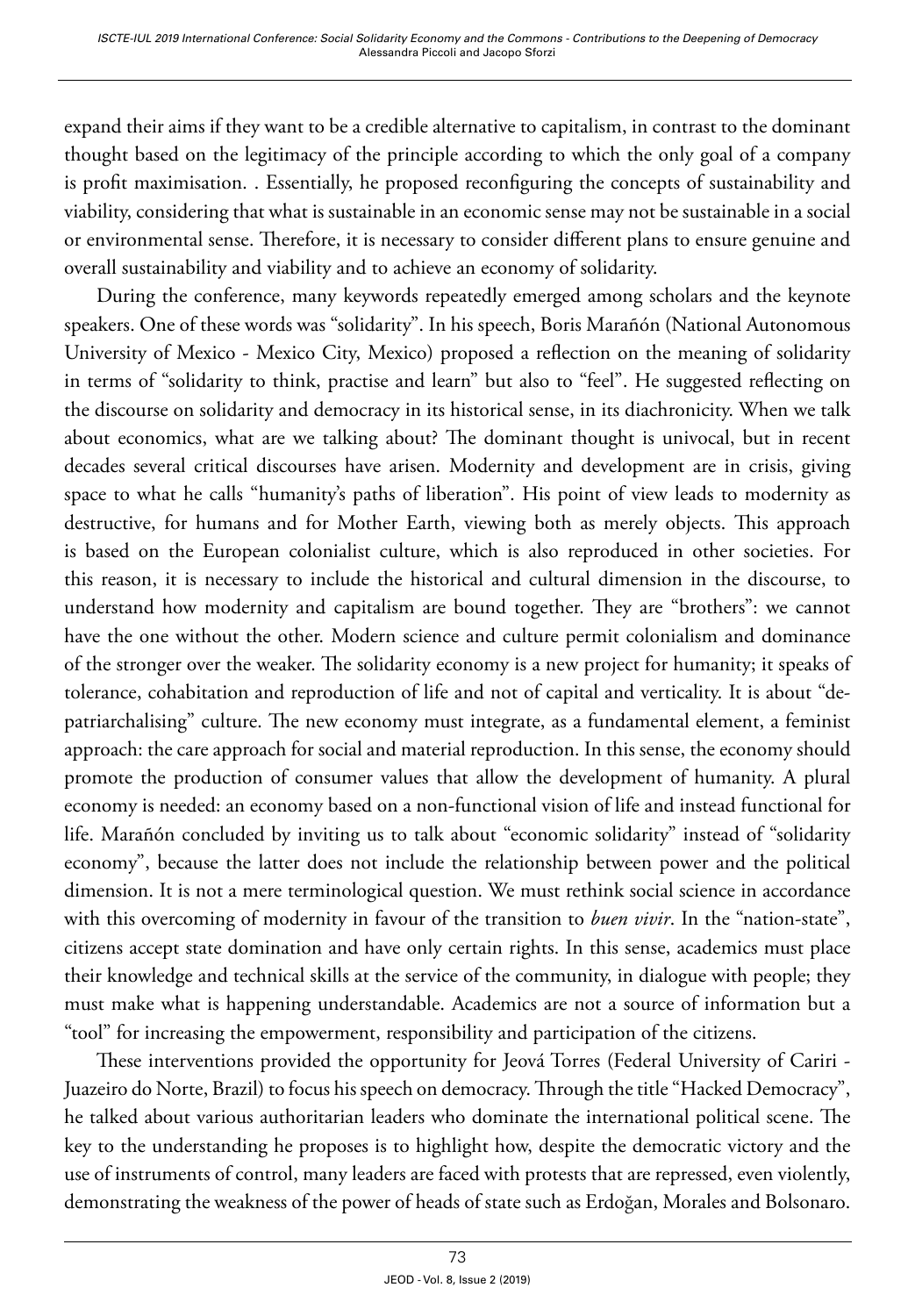expand their aims if they want to be a credible alternative to capitalism, in contrast to the dominant thought based on the legitimacy of the principle according to which the only goal of a company is profit maximisation. . Essentially, he proposed reconfiguring the concepts of sustainability and viability, considering that what is sustainable in an economic sense may not be sustainable in a social or environmental sense. Therefore, it is necessary to consider different plans to ensure genuine and overall sustainability and viability and to achieve an economy of solidarity.

During the conference, many keywords repeatedly emerged among scholars and the keynote speakers. One of these words was "solidarity". In his speech, Boris Marañón (National Autonomous University of Mexico - Mexico City, Mexico) proposed a reflection on the meaning of solidarity in terms of "solidarity to think, practise and learn" but also to "feel". He suggested reflecting on the discourse on solidarity and democracy in its historical sense, in its diachronicity. When we talk about economics, what are we talking about? The dominant thought is univocal, but in recent decades several critical discourses have arisen. Modernity and development are in crisis, giving space to what he calls "humanity's paths of liberation". His point of view leads to modernity as destructive, for humans and for Mother Earth, viewing both as merely objects. This approach is based on the European colonialist culture, which is also reproduced in other societies. For this reason, it is necessary to include the historical and cultural dimension in the discourse, to understand how modernity and capitalism are bound together. They are "brothers": we cannot have the one without the other. Modern science and culture permit colonialism and dominance of the stronger over the weaker. The solidarity economy is a new project for humanity; it speaks of tolerance, cohabitation and reproduction of life and not of capital and verticality. It is about "de-patriarchalising" culture. The new economy must integrate, as a fundamental element, a feminist approach: the care approach for social and material reproduction. In this sense, the economy should promote the production of consumer values that allow the development of humanity. A plural economy is needed: an economy based on a non-functional vision of life and instead functional for life. Marañón concluded by inviting us to talk about "economic solidarity" instead of "solidarity economy", because the latter does not include the relationship between power and the political dimension. It is not a mere terminological question. We must rethink social science in accordance with this overcoming of modernity in favour of the transition to *buen vivir*. In the "nation-state", citizens accept state domination and have only certain rights. In this sense, academics must place their knowledge and technical skills at the service of the community, in dialogue with people; they must make what is happening understandable. Academics are not a source of information but a "tool" for increasing the empowerment, responsibility and participation of the citizens.

These interventions provided the opportunity for Jeová Torres (Federal University of Cariri - Juazeiro do Norte, Brazil) to focus his speech on democracy. Through the title "Hacked Democracy", he talked about various authoritarian leaders who dominate the international political scene. The key to the understanding he proposes is to highlight how, despite the democratic victory and the use of instruments of control, many leaders are faced with protests that are repressed, even violently, demonstrating the weakness of the power of heads of state such as Erdoğan, Morales and Bolsonaro.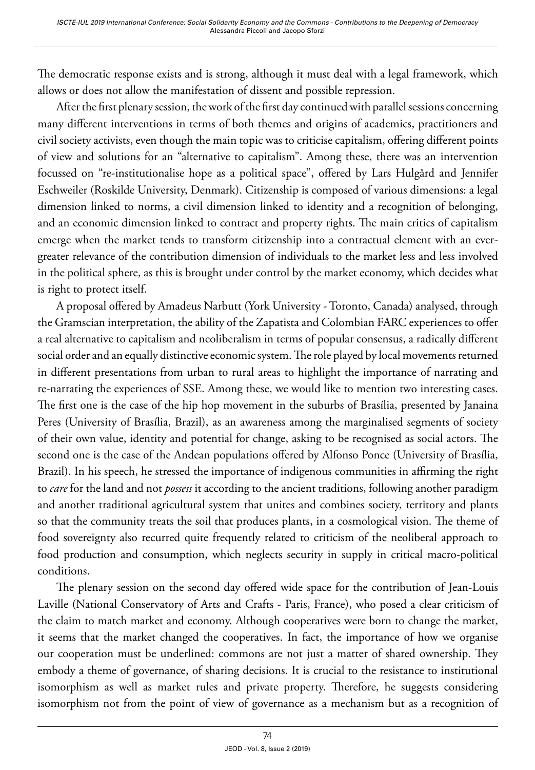The democratic response exists and is strong, although it must deal with a legal framework, which allows or does not allow the manifestation of dissent and possible repression.

After the first plenary session, the work of the first day continued with parallel sessions concerning many different interventions in terms of both themes and origins of academics, practitioners and civil society activists, even though the main topic was to criticise capitalism, offering different points of view and solutions for an "alternative to capitalism". Among these, there was an intervention focussed on "re-institutionalise hope as a political space", offered by Lars Hulgård and Jennifer Eschweiler (Roskilde University, Denmark). Citizenship is composed of various dimensions: a legal dimension linked to norms, a civil dimension linked to identity and a recognition of belonging, and an economic dimension linked to contract and property rights. The main critics of capitalism emerge when the market tends to transform citizenship into a contractual element with an ever-greater relevance of the contribution dimension of individuals to the market less and less involved in the political sphere, as this is brought under control by the market economy, which decides what is right to protect itself.

A proposal offered by Amadeus Narbutt (York University - Toronto, Canada) analysed, through the Gramscian interpretation, the ability of the Zapatista and Colombian FARC experiences to offer a real alternative to capitalism and neoliberalism in terms of popular consensus, a radically different social order and an equally distinctive economic system. The role played by local movements returned in different presentations from urban to rural areas to highlight the importance of narrating and re-narrating the experiences of SSE. Among these, we would like to mention two interesting cases. The first one is the case of the hip hop movement in the suburbs of Brasília, presented by Janaina Peres (University of Brasília, Brazil), as an awareness among the marginalised segments of society of their own value, identity and potential for change, asking to be recognised as social actors. The second one is the case of the Andean populations offered by Alfonso Ponce (University of Brasília, Brazil). In his speech, he stressed the importance of indigenous communities in affirming the right to *care* for the land and not *possess* it according to the ancient traditions, following another paradigm and another traditional agricultural system that unites and combines society, territory and plants so that the community treats the soil that produces plants, in a cosmological vision. The theme of food sovereignty also recurred quite frequently related to criticism of the neoliberal approach to food production and consumption, which neglects security in supply in critical macro-political conditions.

The plenary session on the second day offered wide space for the contribution of Jean-Louis Laville (National Conservatory of Arts and Crafts - Paris, France), who posed a clear criticism of the claim to match market and economy. Although cooperatives were born to change the market, it seems that the market changed the cooperatives. In fact, the importance of how we organise our cooperation must be underlined: commons are not just a matter of shared ownership. They embody a theme of governance, of sharing decisions. It is crucial to the resistance to institutional isomorphism as well as market rules and private property. Therefore, he suggests considering isomorphism not from the point of view of governance as a mechanism but as a recognition of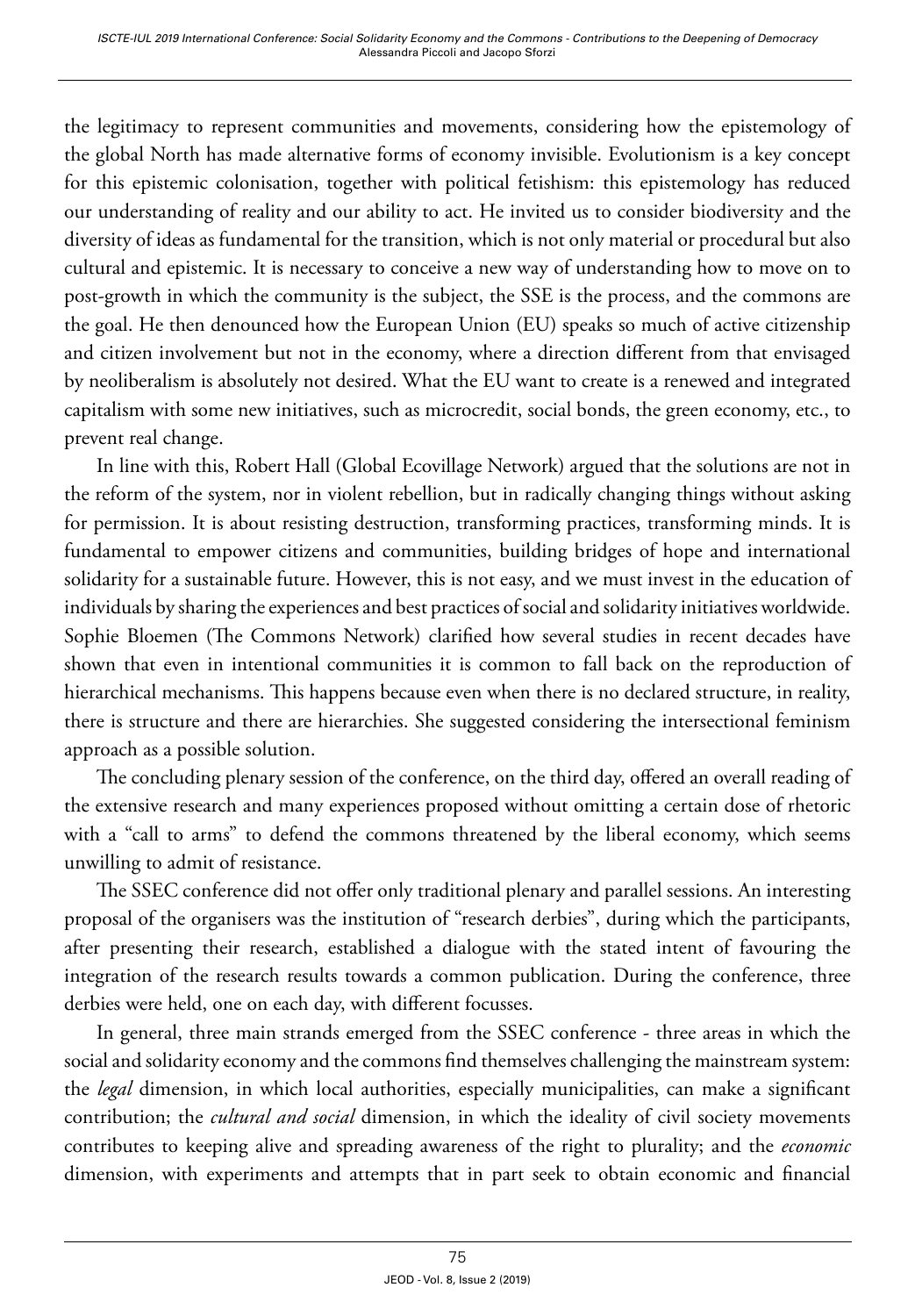the legitimacy to represent communities and movements, considering how the epistemology of the global North has made alternative forms of economy invisible. Evolutionism is a key concept for this epistemic colonisation, together with political fetishism: this epistemology has reduced our understanding of reality and our ability to act. He invited us to consider biodiversity and the diversity of ideas as fundamental for the transition, which is not only material or procedural but also cultural and epistemic. It is necessary to conceive a new way of understanding how to move on to post-growth in which the community is the subject, the SSE is the process, and the commons are the goal. He then denounced how the European Union (EU) speaks so much of active citizenship and citizen involvement but not in the economy, where a direction different from that envisaged by neoliberalism is absolutely not desired. What the EU want to create is a renewed and integrated capitalism with some new initiatives, such as microcredit, social bonds, the green economy, etc., to prevent real change.

In line with this, Robert Hall (Global Ecovillage Network) argued that the solutions are not in the reform of the system, nor in violent rebellion, but in radically changing things without asking for permission. It is about resisting destruction, transforming practices, transforming minds. It is fundamental to empower citizens and communities, building bridges of hope and international solidarity for a sustainable future. However, this is not easy, and we must invest in the education of individuals by sharing the experiences and best practices of social and solidarity initiatives worldwide. Sophie Bloemen (The Commons Network) clarified how several studies in recent decades have shown that even in intentional communities it is common to fall back on the reproduction of hierarchical mechanisms. This happens because even when there is no declared structure, in reality, there is structure and there are hierarchies. She suggested considering the intersectional feminism approach as a possible solution.

The concluding plenary session of the conference, on the third day, offered an overall reading of the extensive research and many experiences proposed without omitting a certain dose of rhetoric with a "call to arms" to defend the commons threatened by the liberal economy, which seems unwilling to admit of resistance.

The SSEC conference did not offer only traditional plenary and parallel sessions. An interesting proposal of the organisers was the institution of "research derbies", during which the participants, after presenting their research, established a dialogue with the stated intent of favouring the integration of the research results towards a common publication. During the conference, three derbies were held, one on each day, with different focusses.

In general, three main strands emerged from the SSEC conference - three areas in which the social and solidarity economy and the commons find themselves challenging the mainstream system: the *legal* dimension, in which local authorities, especially municipalities, can make a significant contribution; the *cultural and social* dimension, in which the ideality of civil society movements contributes to keeping alive and spreading awareness of the right to plurality; and the *economic* dimension, with experiments and attempts that in part seek to obtain economic and financial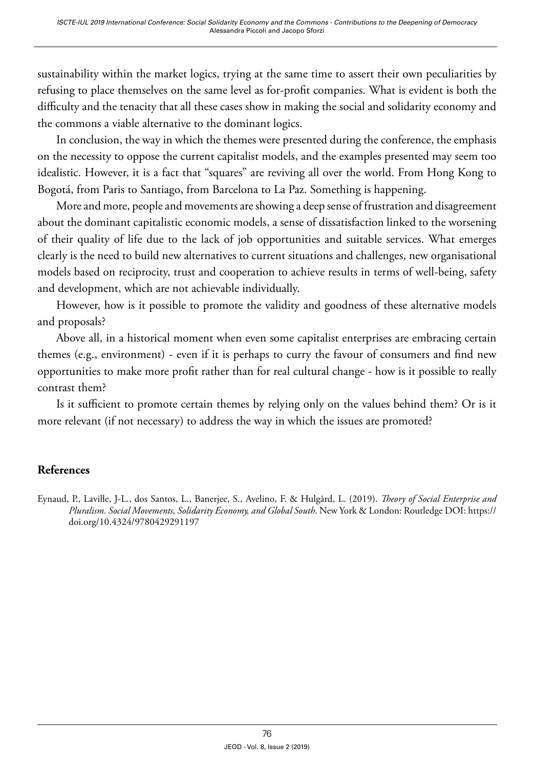sustainability within the market logics, trying at the same time to assert their own peculiarities by refusing to place themselves on the same level as for-profit companies. What is evident is both the difficulty and the tenacity that all these cases show in making the social and solidarity economy and the commons a viable alternative to the dominant logics.

In conclusion, the way in which the themes were presented during the conference, the emphasis on the necessity to oppose the current capitalist models, and the examples presented may seem too idealistic. However, it is a fact that "squares" are reviving all over the world. From Hong Kong to Bogotá, from Paris to Santiago, from Barcelona to La Paz. Something is happening.

More and more, people and movements are showing a deep sense of frustration and disagreement about the dominant capitalistic economic models, a sense of dissatisfaction linked to the worsening of their quality of life due to the lack of job opportunities and suitable services. What emerges clearly is the need to build new alternatives to current situations and challenges, new organisational models based on reciprocity, trust and cooperation to achieve results in terms of well-being, safety and development, which are not achievable individually.

However, how is it possible to promote the validity and goodness of these alternative models and proposals?

Above all, in a historical moment when even some capitalist enterprises are embracing certain themes (e.g., environment) - even if it is perhaps to curry the favour of consumers and find new opportunities to make more profit rather than for real cultural change - how is it possible to really contrast them?

Is it sufficient to promote certain themes by relying only on the values behind them? Or is it more relevant (if not necessary) to address the way in which the issues are promoted?

## References

Eynaud, P., Laville, J-L., dos Santos, L., Banerjee, S., Avelino, F. & Hulgård, L. (2019). *Theory of Social Enterprise and Pluralism. Social Movements, Solidarity Economy, and Global South.* New York & London: Routledge DOI: https://doi.org/10.4324/9780429291197